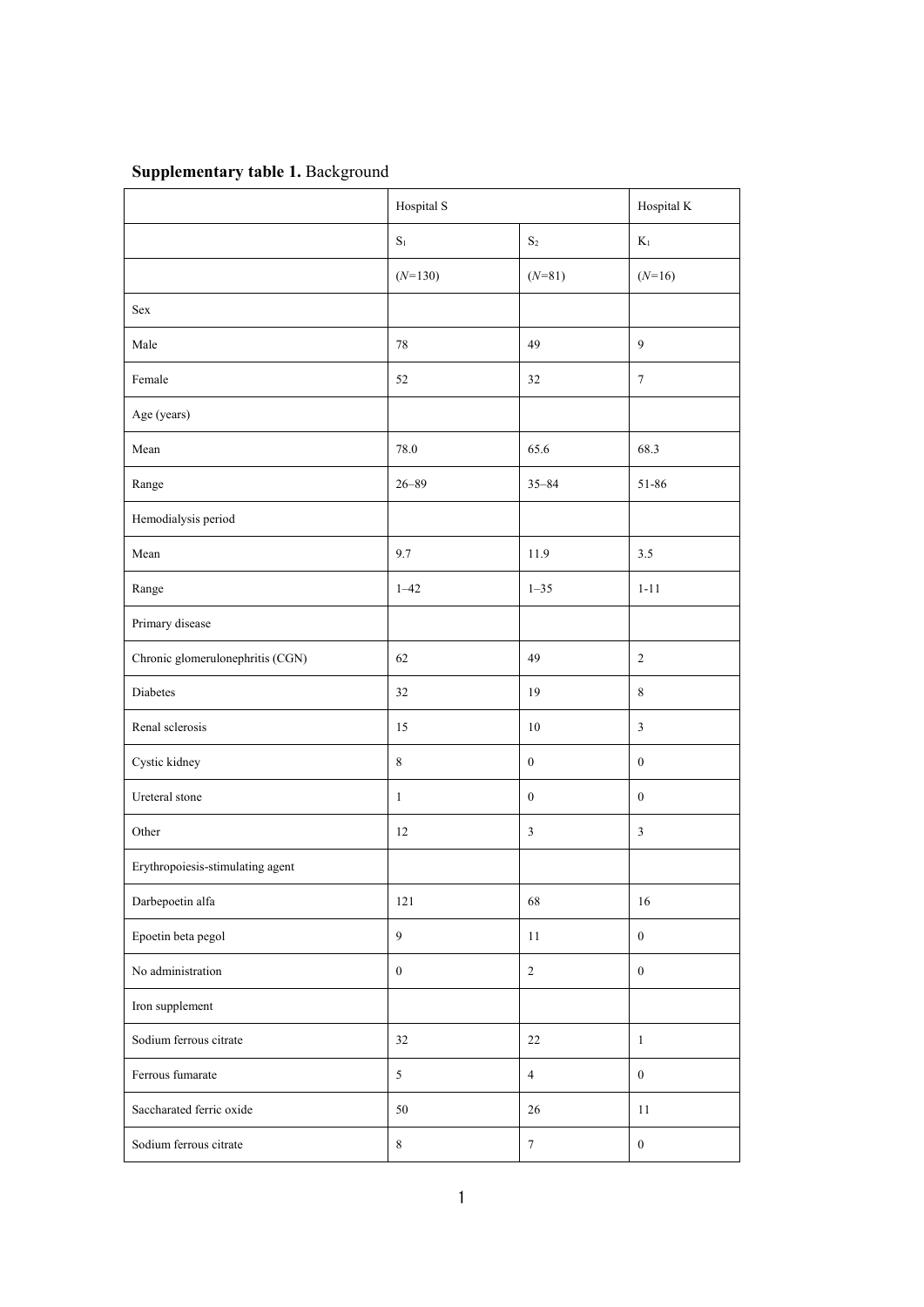**Supplementary table 1.** Background

| | Hospital S | | Hospital K |
|---|---|---|---|
| | $S_1$ | $S_2$ | $K_1$ |
| | (*N*=130) | (*N*=81) | (*N*=16) |
| Sex | | | |
| Male | 78 | 49 | 9 |
| Female | 52 | 32 | 7 |
| Age (years) | | | |
| Mean | 78.0 | 65.6 | 68.3 |
| Range | 26–89 | 35–84 | 51-86 |
| Hemodialysis period | | | |
| Mean | 9.7 | 11.9 | 3.5 |
| Range | 1–42 | 1–35 | 1-11 |
| Primary disease | | | |
| Chronic glomerulonephritis (CGN) | 62 | 49 | 2 |
| Diabetes | 32 | 19 | 8 |
| Renal sclerosis | 15 | 10 | 3 |
| Cystic kidney | 8 | 0 | 0 |
| Ureteral stone | 1 | 0 | 0 |
| Other | 12 | 3 | 3 |
| Erythropoiesis-stimulating agent | | | |
| Darbepoetin alfa | 121 | 68 | 16 |
| Epoetin beta pegol | 9 | 11 | 0 |
| No administration | 0 | 2 | 0 |
| Iron supplement | | | |
| Sodium ferrous citrate | 32 | 22 | 1 |
| Ferrous fumarate | 5 | 4 | 0 |
| Saccharated ferric oxide | 50 | 26 | 11 |
| Sodium ferrous citrate | 8 | 7 | 0 |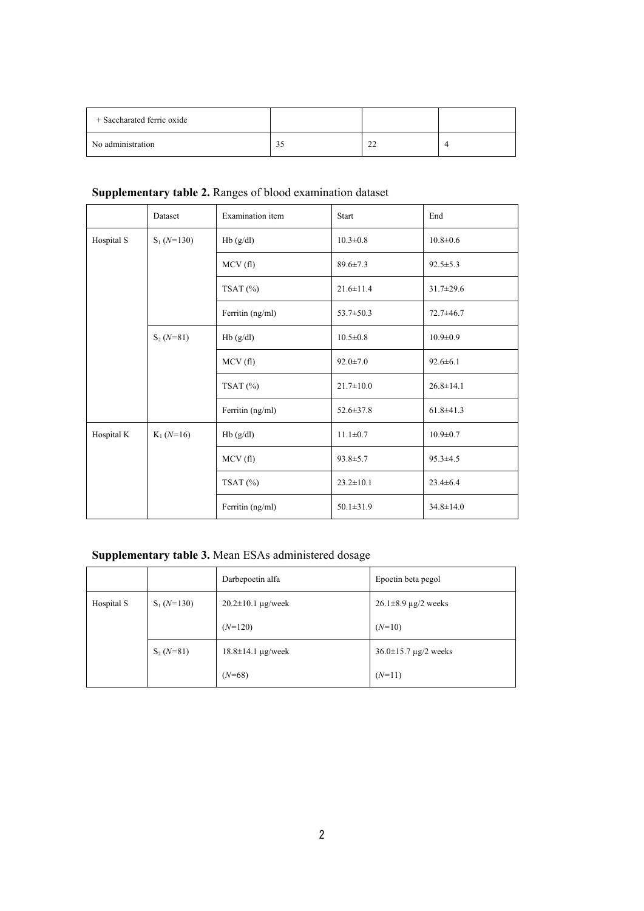| | | | |
|---|---|---|---|
| + Saccharated ferric oxide | | | |
| No administration | 35 | 22 | 4 |

**Supplementary table 2.** Ranges of blood examination dataset

| | Dataset | Examination item | Start | End |
|---|---|---|---|---|
| Hospital S | $S_1$ ($N$=130) | Hb (g/dl) | 10.3±0.8 | 10.8±0.6 |
| | | MCV (fl) | 89.6±7.3 | 92.5±5.3 |
| | | TSAT (%) | 21.6±11.4 | 31.7±29.6 |
| | | Ferritin (ng/ml) | 53.7±50.3 | 72.7±46.7 |
| | $S_2$ ($N$=81) | Hb (g/dl) | 10.5±0.8 | 10.9±0.9 |
| | | MCV (fl) | 92.0±7.0 | 92.6±6.1 |
| | | TSAT (%) | 21.7±10.0 | 26.8±14.1 |
| | | Ferritin (ng/ml) | 52.6±37.8 | 61.8±41.3 |
| Hospital K | $K_1$ ($N$=16) | Hb (g/dl) | 11.1±0.7 | 10.9±0.7 |
| | | MCV (fl) | 93.8±5.7 | 95.3±4.5 |
| | | TSAT (%) | 23.2±10.1 | 23.4±6.4 |
| | | Ferritin (ng/ml) | 50.1±31.9 | 34.8±14.0 |

**Supplementary table 3.** Mean ESAs administered dosage

| | | Darbepoetin alfa | Epoetin beta pegol |
|---|---|---|---|
| Hospital S | $S_1$ ($N$=130) | 20.2±10.1 μg/week ($N$=120) | 26.1±8.9 μg/2 weeks ($N$=10) |
| | $S_2$ ($N$=81) | 18.8±14.1 μg/week ($N$=68) | 36.0±15.7 μg/2 weeks ($N$=11) |